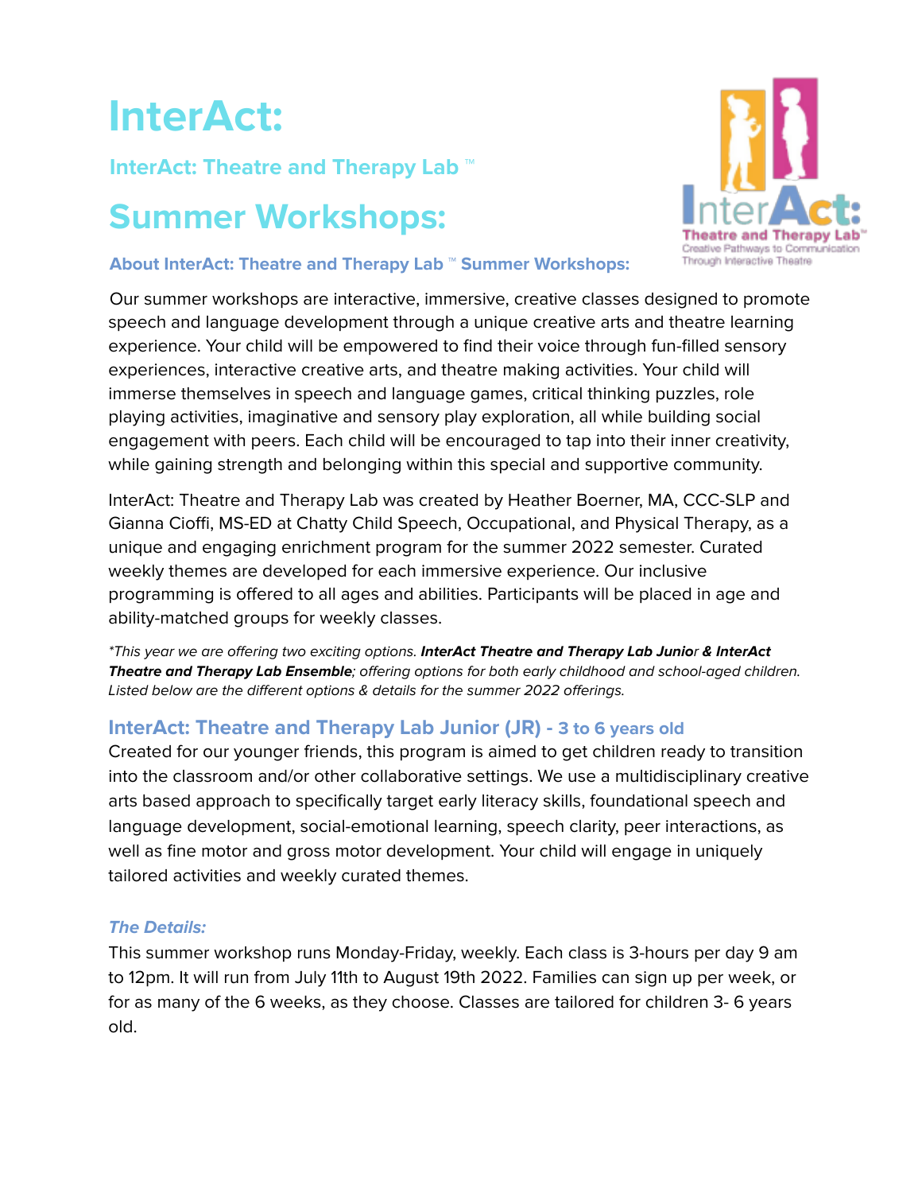# InterAct:

### InterAct: Theatre and Therapy Lab ™

## Summer Workshops:

#### About InterAct: Theatre and Therapy Lab ™ Summer Workshops:

Our summer workshops are interactive, immersive, creative classes designed to promote speech and language development through a unique creative arts and theatre learning experience. Your child will be empowered to find their voice through fun-filled sensory experiences, interactive creative arts, and theatre making activities. Your child will immerse themselves in speech and language games, critical thinking puzzles, role playing activities, imaginative and sensory play exploration, all while building social engagement with peers. Each child will be encouraged to tap into their inner creativity, while gaining strength and belonging within this special and supportive community.

InterAct: Theatre and Therapy Lab was created by Heather Boerner, MA, CCC-SLP and Gianna Cioffi, MS-ED at Chatty Child Speech, Occupational, and Physical Therapy, as a unique and engaging enrichment program for the summer 2022 semester. Curated weekly themes are developed for each immersive experience. Our inclusive programming is offered to all ages and abilities. Participants will be placed in age and ability-matched groups for weekly classes.

*\*This year we are offering two exciting options. **InterAct Theatre and Therapy Lab Junior & InterAct Theatre and Therapy Lab Ensemble**; offering options for both early childhood and school-aged children. Listed below are the different options & details for the summer 2022 offerings.*

### InterAct: Theatre and Therapy Lab Junior (JR) - 3 to 6 years old

Created for our younger friends, this program is aimed to get children ready to transition into the classroom and/or other collaborative settings. We use a multidisciplinary creative arts based approach to specifically target early literacy skills, foundational speech and language development, social-emotional learning, speech clarity, peer interactions, as well as fine motor and gross motor development. Your child will engage in uniquely tailored activities and weekly curated themes.

#### *The Details:*

This summer workshop runs Monday-Friday, weekly. Each class is 3-hours per day 9 am to 12pm. It will run from July 11th to August 19th 2022. Families can sign up per week, or for as many of the 6 weeks, as they choose. Classes are tailored for children 3- 6 years old.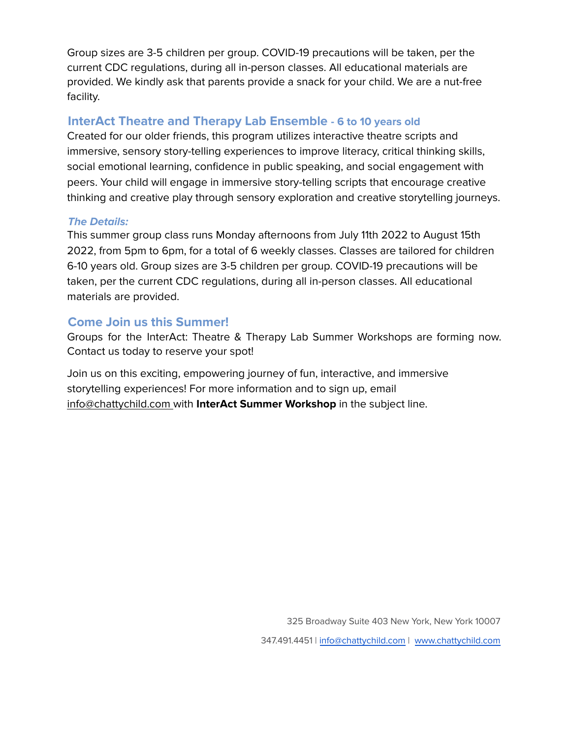Group sizes are 3-5 children per group. COVID-19 precautions will be taken, per the current CDC regulations, during all in-person classes. All educational materials are provided. We kindly ask that parents provide a snack for your child. We are a nut-free facility.

## InterAct Theatre and Therapy Lab Ensemble - 6 to 10 years old

Created for our older friends, this program utilizes interactive theatre scripts and immersive, sensory story-telling experiences to improve literacy, critical thinking skills, social emotional learning, confidence in public speaking, and social engagement with peers. Your child will engage in immersive story-telling scripts that encourage creative thinking and creative play through sensory exploration and creative storytelling journeys.

***The Details:***

This summer group class runs Monday afternoons from July 11th 2022 to August 15th 2022, from 5pm to 6pm, for a total of 6 weekly classes. Classes are tailored for children 6-10 years old. Group sizes are 3-5 children per group. COVID-19 precautions will be taken, per the current CDC regulations, during all in-person classes. All educational materials are provided.

## Come Join us this Summer!

Groups for the InterAct: Theatre & Therapy Lab Summer Workshops are forming now. Contact us today to reserve your spot!

Join us on this exciting, empowering journey of fun, interactive, and immersive storytelling experiences! For more information and to sign up, email info@chattychild.com with **InterAct Summer Workshop** in the subject line.

325 Broadway Suite 403 New York, New York 10007

347.491.4451 | info@chattychild.com | www.chattychild.com